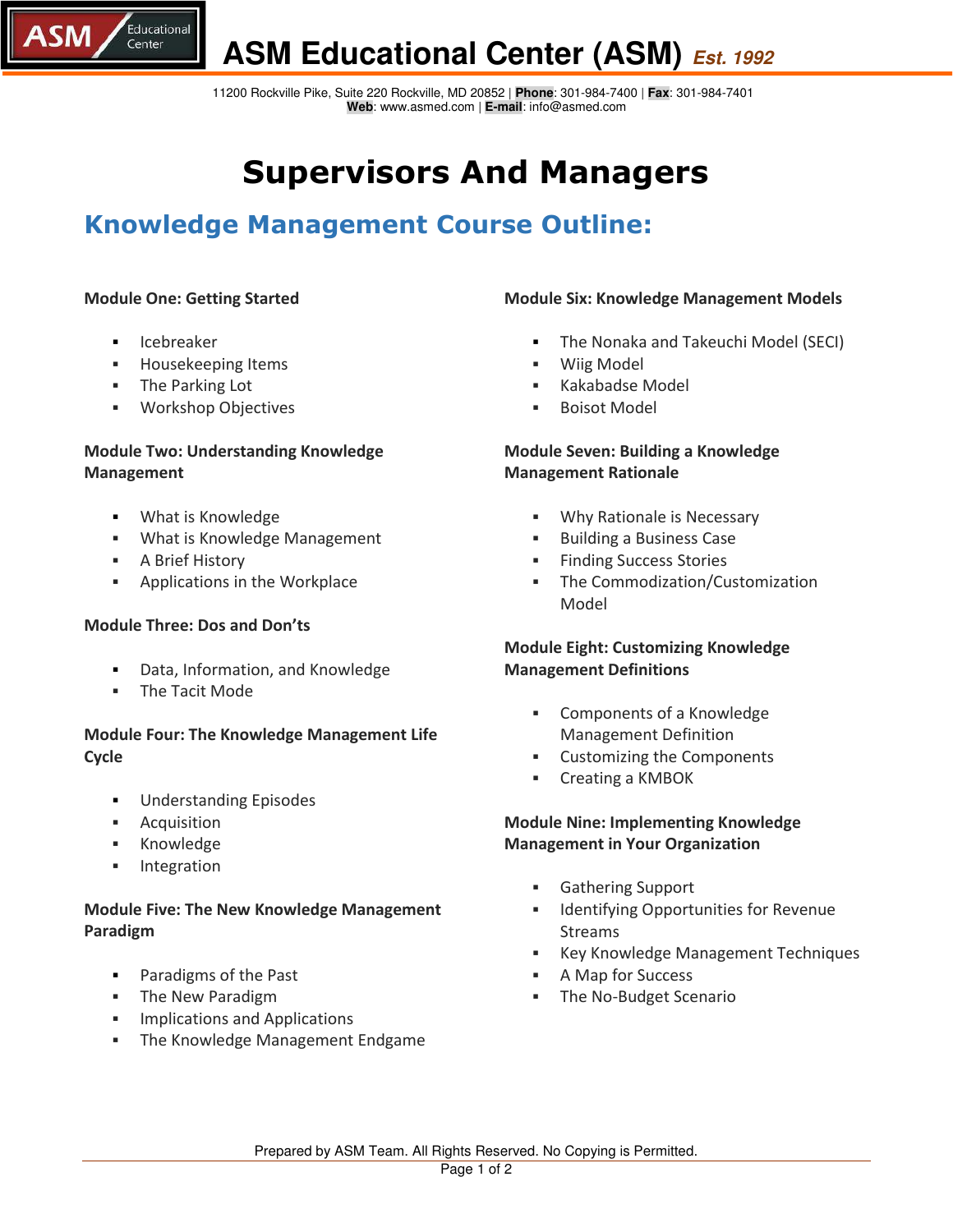# ASM Educational Center (ASM) *Est. 1992*

11200 Rockville Pike, Suite 220 Rockville, MD 20852 | **Phone**: 301-984-7400 | **Fax**: 301-984-7401
**Web**: www.asmed.com | **E-mail**: info@asmed.com

# Supervisors And Managers

## Knowledge Management Course Outline:

**Module One: Getting Started**

- Icebreaker
- Housekeeping Items
- The Parking Lot
- Workshop Objectives

**Module Two: Understanding Knowledge Management**

- What is Knowledge
- What is Knowledge Management
- A Brief History
- Applications in the Workplace

**Module Three: Dos and Don'ts**

- Data, Information, and Knowledge
- The Tacit Mode

**Module Four: The Knowledge Management Life Cycle**

- Understanding Episodes
- Acquisition
- Knowledge
- Integration

**Module Five: The New Knowledge Management Paradigm**

- Paradigms of the Past
- The New Paradigm
- Implications and Applications
- The Knowledge Management Endgame

**Module Six: Knowledge Management Models**

- The Nonaka and Takeuchi Model (SECI)
- Wiig Model
- Kakabadse Model
- Boisot Model

**Module Seven: Building a Knowledge Management Rationale**

- Why Rationale is Necessary
- Building a Business Case
- Finding Success Stories
- The Commodization/Customization Model

**Module Eight: Customizing Knowledge Management Definitions**

- Components of a Knowledge Management Definition
- Customizing the Components
- Creating a KMBOK

**Module Nine: Implementing Knowledge Management in Your Organization**

- Gathering Support
- Identifying Opportunities for Revenue Streams
- Key Knowledge Management Techniques
- A Map for Success
- The No-Budget Scenario

Prepared by ASM Team. All Rights Reserved. No Copying is Permitted.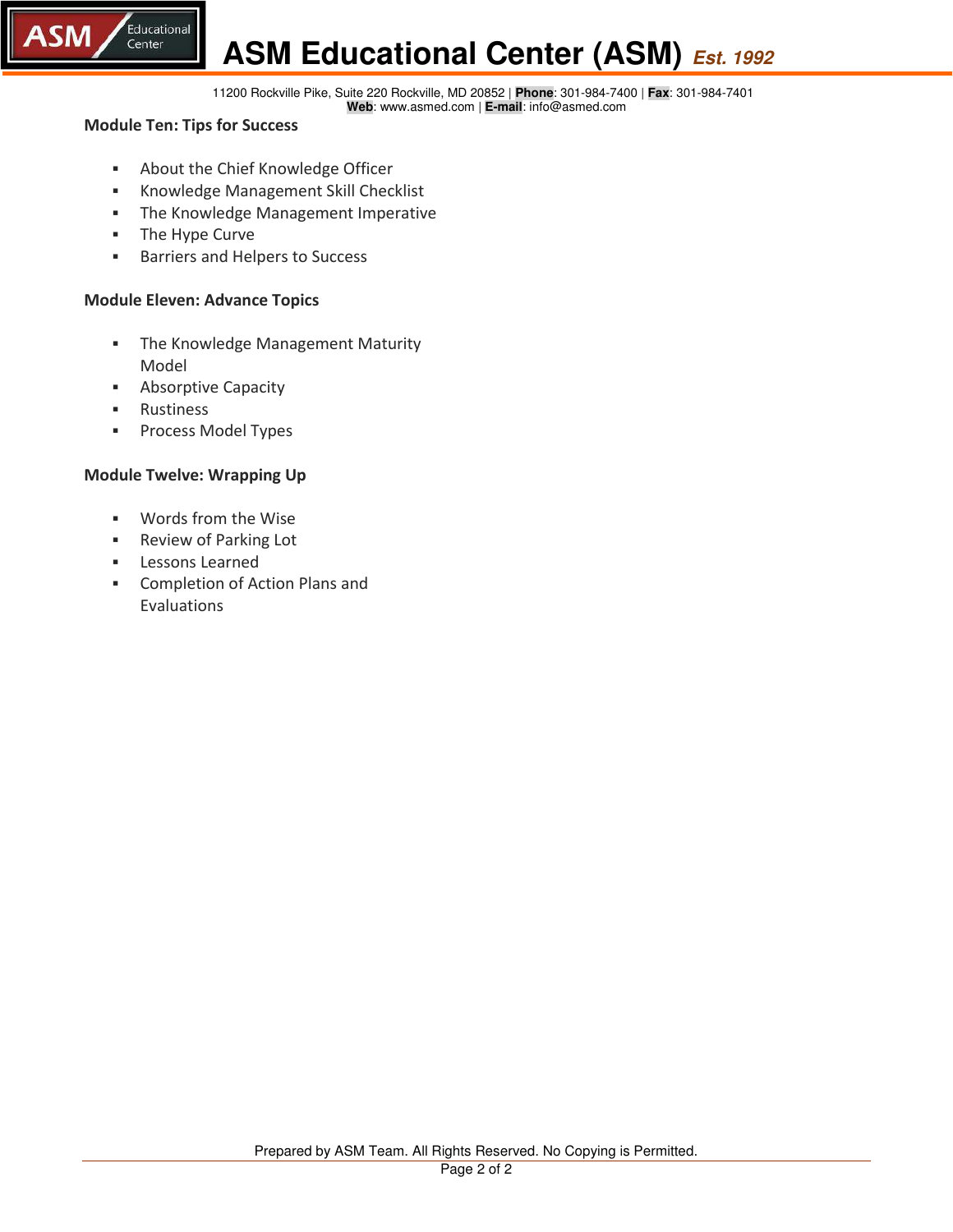### Module Ten: Tips for Success

- About the Chief Knowledge Officer
- Knowledge Management Skill Checklist
- The Knowledge Management Imperative
- The Hype Curve
- Barriers and Helpers to Success

### Module Eleven: Advance Topics

- The Knowledge Management Maturity Model
- Absorptive Capacity
- Rustiness
- Process Model Types

### Module Twelve: Wrapping Up

- Words from the Wise
- Review of Parking Lot
- Lessons Learned
- Completion of Action Plans and Evaluations